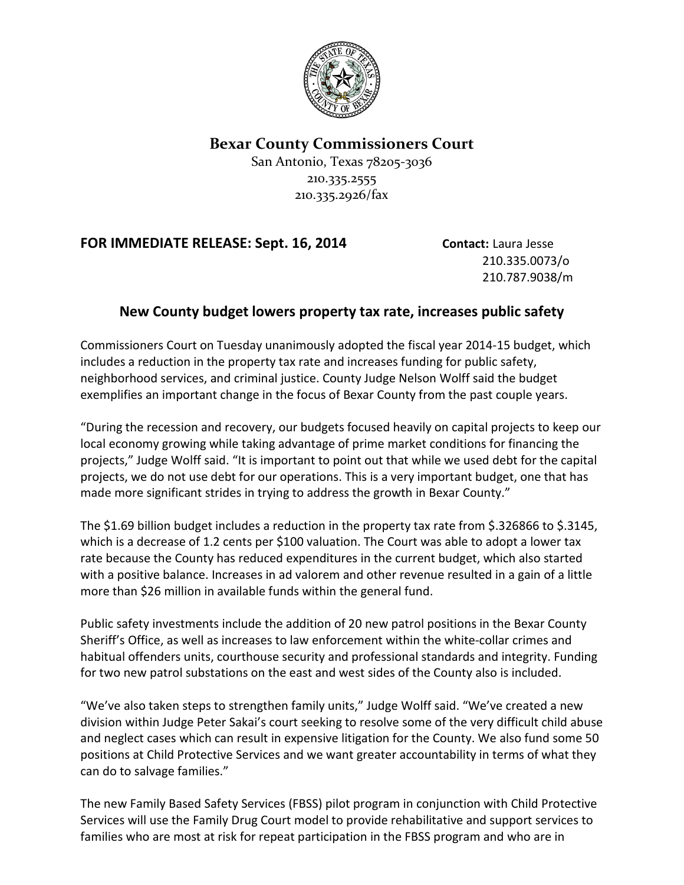# Bexar County Commissioners Court

San Antonio, Texas 78205-3036
210.335.2555
210.335.2926/fax

**FOR IMMEDIATE RELEASE: Sept. 16, 2014**

**Contact:** Laura Jesse
210.335.0073/o
210.787.9038/m

## New County budget lowers property tax rate, increases public safety

Commissioners Court on Tuesday unanimously adopted the fiscal year 2014-15 budget, which includes a reduction in the property tax rate and increases funding for public safety, neighborhood services, and criminal justice. County Judge Nelson Wolff said the budget exemplifies an important change in the focus of Bexar County from the past couple years.

"During the recession and recovery, our budgets focused heavily on capital projects to keep our local economy growing while taking advantage of prime market conditions for financing the projects," Judge Wolff said. "It is important to point out that while we used debt for the capital projects, we do not use debt for our operations. This is a very important budget, one that has made more significant strides in trying to address the growth in Bexar County."

The $1.69 billion budget includes a reduction in the property tax rate from $.326866 to $.3145, which is a decrease of 1.2 cents per $100 valuation. The Court was able to adopt a lower tax rate because the County has reduced expenditures in the current budget, which also started with a positive balance. Increases in ad valorem and other revenue resulted in a gain of a little more than $26 million in available funds within the general fund.

Public safety investments include the addition of 20 new patrol positions in the Bexar County Sheriff's Office, as well as increases to law enforcement within the white-collar crimes and habitual offenders units, courthouse security and professional standards and integrity. Funding for two new patrol substations on the east and west sides of the County also is included.

"We've also taken steps to strengthen family units," Judge Wolff said. "We've created a new division within Judge Peter Sakai's court seeking to resolve some of the very difficult child abuse and neglect cases which can result in expensive litigation for the County. We also fund some 50 positions at Child Protective Services and we want greater accountability in terms of what they can do to salvage families."

The new Family Based Safety Services (FBSS) pilot program in conjunction with Child Protective Services will use the Family Drug Court model to provide rehabilitative and support services to families who are most at risk for repeat participation in the FBSS program and who are in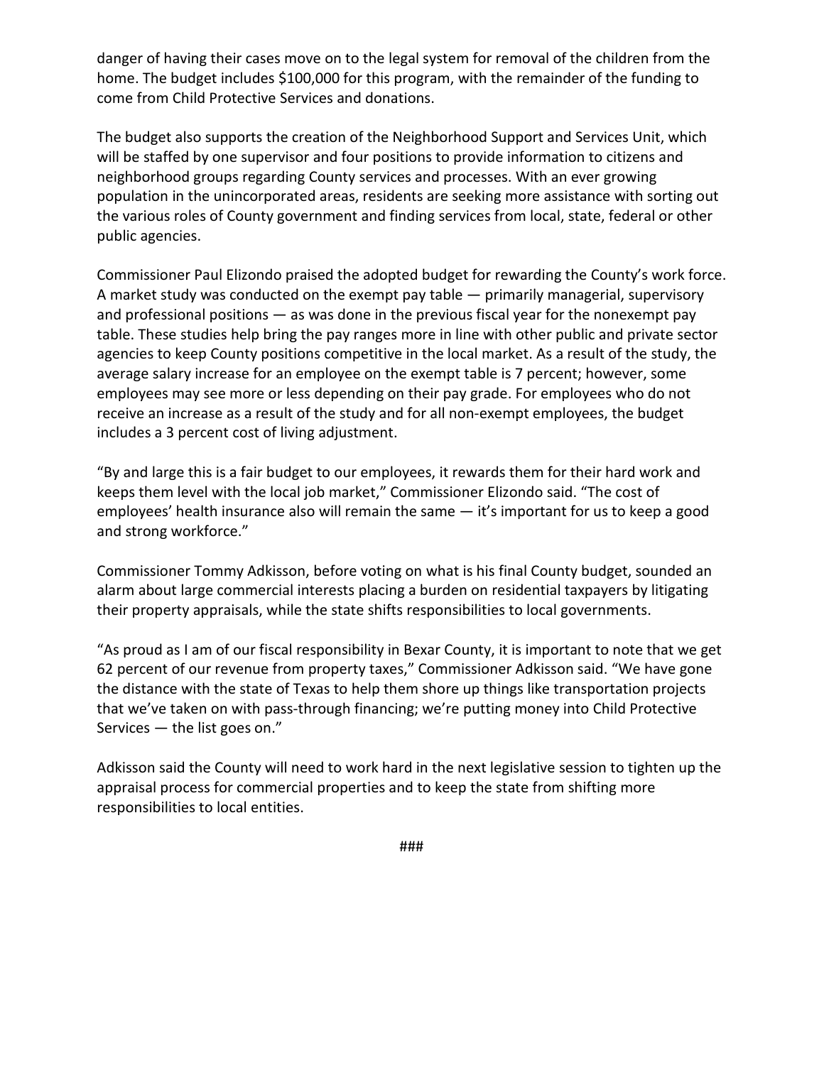danger of having their cases move on to the legal system for removal of the children from the home. The budget includes $100,000 for this program, with the remainder of the funding to come from Child Protective Services and donations.

The budget also supports the creation of the Neighborhood Support and Services Unit, which will be staffed by one supervisor and four positions to provide information to citizens and neighborhood groups regarding County services and processes. With an ever growing population in the unincorporated areas, residents are seeking more assistance with sorting out the various roles of County government and finding services from local, state, federal or other public agencies.

Commissioner Paul Elizondo praised the adopted budget for rewarding the County's work force. A market study was conducted on the exempt pay table — primarily managerial, supervisory and professional positions — as was done in the previous fiscal year for the nonexempt pay table. These studies help bring the pay ranges more in line with other public and private sector agencies to keep County positions competitive in the local market. As a result of the study, the average salary increase for an employee on the exempt table is 7 percent; however, some employees may see more or less depending on their pay grade. For employees who do not receive an increase as a result of the study and for all non-exempt employees, the budget includes a 3 percent cost of living adjustment.

"By and large this is a fair budget to our employees, it rewards them for their hard work and keeps them level with the local job market," Commissioner Elizondo said. "The cost of employees' health insurance also will remain the same — it's important for us to keep a good and strong workforce."

Commissioner Tommy Adkisson, before voting on what is his final County budget, sounded an alarm about large commercial interests placing a burden on residential taxpayers by litigating their property appraisals, while the state shifts responsibilities to local governments.

"As proud as I am of our fiscal responsibility in Bexar County, it is important to note that we get 62 percent of our revenue from property taxes," Commissioner Adkisson said. "We have gone the distance with the state of Texas to help them shore up things like transportation projects that we've taken on with pass-through financing; we're putting money into Child Protective Services — the list goes on."

Adkisson said the County will need to work hard in the next legislative session to tighten up the appraisal process for commercial properties and to keep the state from shifting more responsibilities to local entities.

###